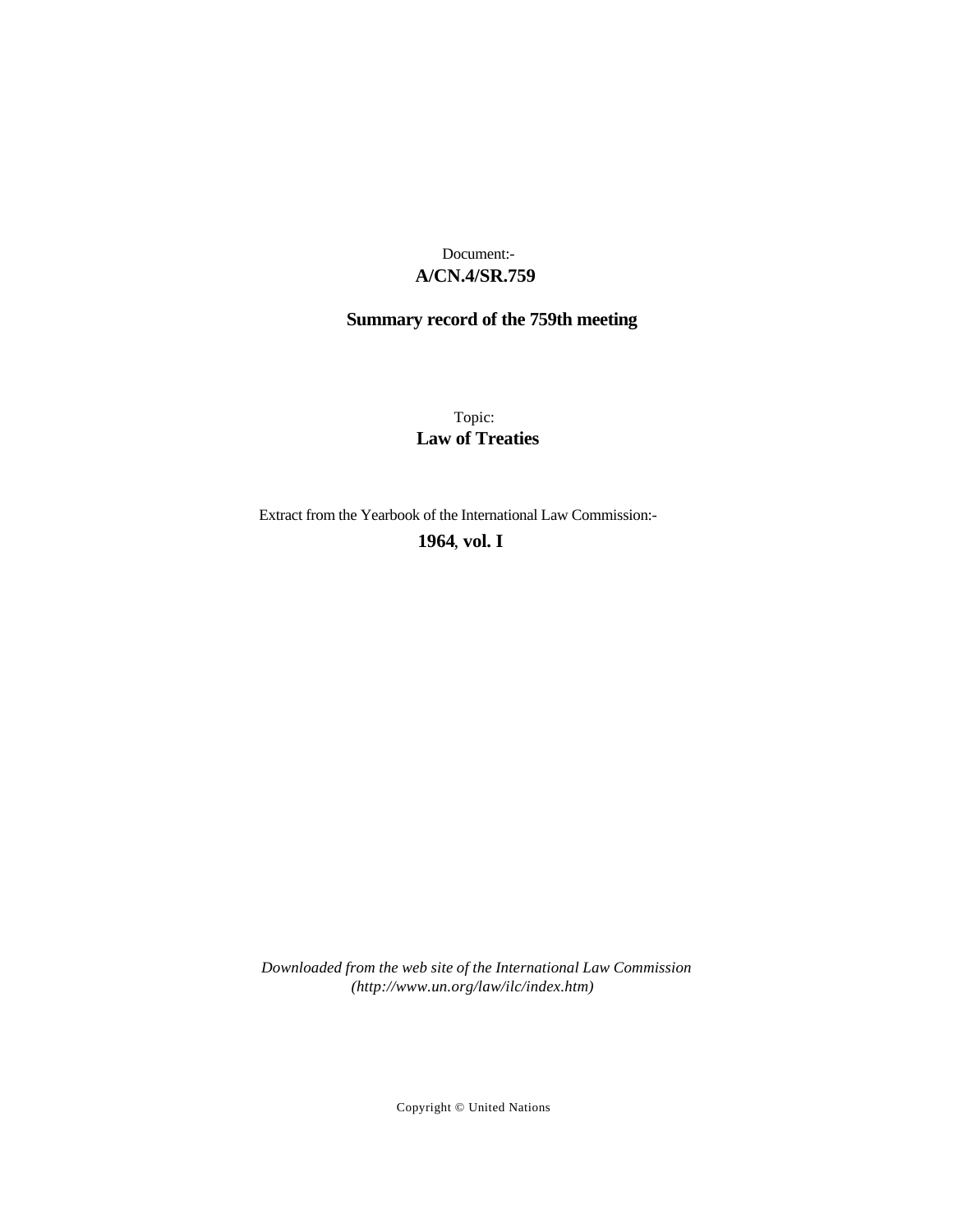Document:-

**A/CN.4/SR.759**

**Summary record of the 759th meeting**

Topic:

**Law of Treaties**

Extract from the Yearbook of the International Law Commission:-

**1964, vol. I**

*Downloaded from the web site of the International Law Commission (http://www.un.org/law/ilc/index.htm)*

Copyright © United Nations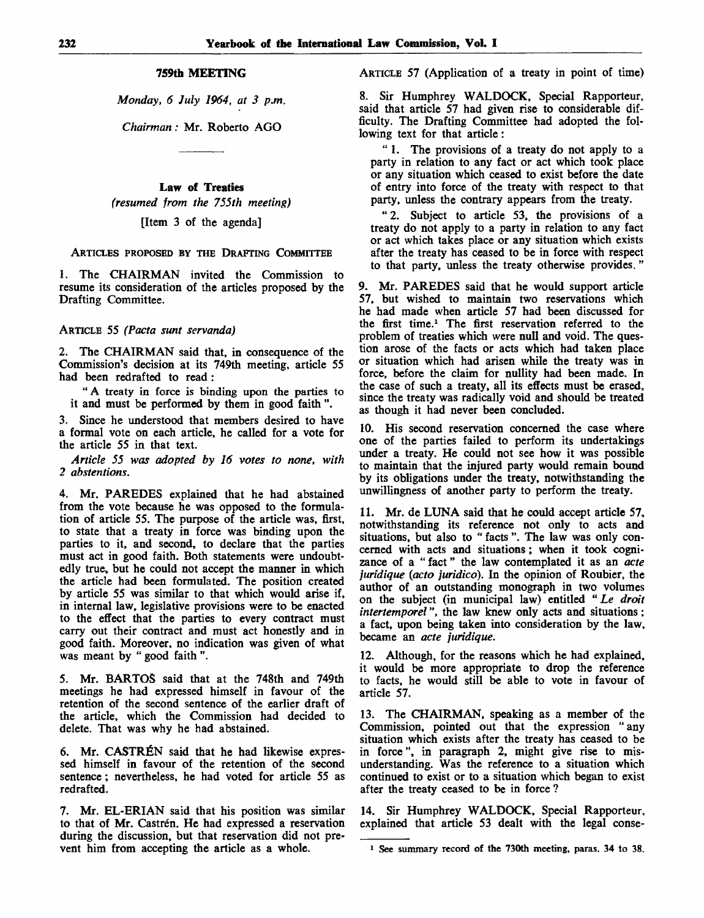## 759th MEETING

*Monday, 6 July 1964, at 3 p.m.*

*Chairman:* Mr. Roberto AGO

### Law of Treaties

*(resumed from the 755th meeting)*

[Item 3 of the agenda]

ARTICLES PROPOSED BY THE DRAFTING COMMITTEE

1. The CHAIRMAN invited the Commission to resume its consideration of the articles proposed by the Drafting Committee.

ARTICLE 55 *(Pacta sunt servanda)*

2. The CHAIRMAN said that, in consequence of the Commission's decision at its 749th meeting, article 55 had been redrafted to read:

"A treaty in force is binding upon the parties to it and must be performed by them in good faith".

3. Since he understood that members desired to have a formal vote on each article, he called for a vote for the article 55 in that text.

*Article 55 was adopted by 16 votes to none, with 2 abstentions.*

4. Mr. PAREDES explained that he had abstained from the vote because he was opposed to the formulation of article 55. The purpose of the article was, first, to state that a treaty in force was binding upon the parties to it, and second, to declare that the parties must act in good faith. Both statements were undoubtedly true, but he could not accept the manner in which the article had been formulated. The position created by article 55 was similar to that which would arise if, in internal law, legislative provisions were to be enacted to the effect that the parties to every contract must carry out their contract and must act honestly and in good faith. Moreover, no indication was given of what was meant by "good faith".

5. Mr. BARTOŠ said that at the 748th and 749th meetings he had expressed himself in favour of the retention of the second sentence of the earlier draft of the article, which the Commission had decided to delete. That was why he had abstained.

6. Mr. CASTRÉN said that he had likewise expressed himself in favour of the retention of the second sentence; nevertheless, he had voted for article 55 as redrafted.

7. Mr. EL-ERIAN said that his position was similar to that of Mr. Castrén. He had expressed a reservation during the discussion, but that reservation did not prevent him from accepting the article as a whole.

ARTICLE 57 (Application of a treaty in point of time)

8. Sir Humphrey WALDOCK, Special Rapporteur, said that article 57 had given rise to considerable difficulty. The Drafting Committee had adopted the following text for that article:

"1. The provisions of a treaty do not apply to a party in relation to any fact or act which took place or any situation which ceased to exist before the date of entry into force of the treaty with respect to that party, unless the contrary appears from the treaty.

"2. Subject to article 53, the provisions of a treaty do not apply to a party in relation to any fact or act which takes place or any situation which exists after the treaty has ceased to be in force with respect to that party, unless the treaty otherwise provides."

9. Mr. PAREDES said that he would support article 57, but wished to maintain two reservations which he had made when article 57 had been discussed for the first time.[1] The first reservation referred to the problem of treaties which were null and void. The question arose of the facts or acts which had taken place or situation which had arisen while the treaty was in force, before the claim for nullity had been made. In the case of such a treaty, all its effects must be erased, since the treaty was radically void and should be treated as though it had never been concluded.

10. His second reservation concerned the case where one of the parties failed to perform its undertakings under a treaty. He could not see how it was possible to maintain that the injured party would remain bound by its obligations under the treaty, notwithstanding the unwillingness of another party to perform the treaty.

11. Mr. de LUNA said that he could accept article 57, notwithstanding its reference not only to acts and situations, but also to "facts". The law was only concerned with acts and situations; when it took cognizance of a "fact" the law contemplated it as an *acte juridique* (*acto juridico*). In the opinion of Roubier, the author of an outstanding monograph in two volumes on the subject (in municipal law) entitled "*Le droit intertemporel*", the law knew only acts and situations; a fact, upon being taken into consideration by the law, became an *acte juridique.*

12. Although, for the reasons which he had explained, it would be more appropriate to drop the reference to facts, he would still be able to vote in favour of article 57.

13. The CHAIRMAN, speaking as a member of the Commission, pointed out that the expression "any situation which exists after the treaty has ceased to be in force", in paragraph 2, might give rise to misunderstanding. Was the reference to a situation which continued to exist or to a situation which began to exist after the treaty ceased to be in force?

14. Sir Humphrey WALDOCK, Special Rapporteur, explained that article 53 dealt with the legal conse-

---

[1] See summary record of the 730th meeting, paras. 34 to 38.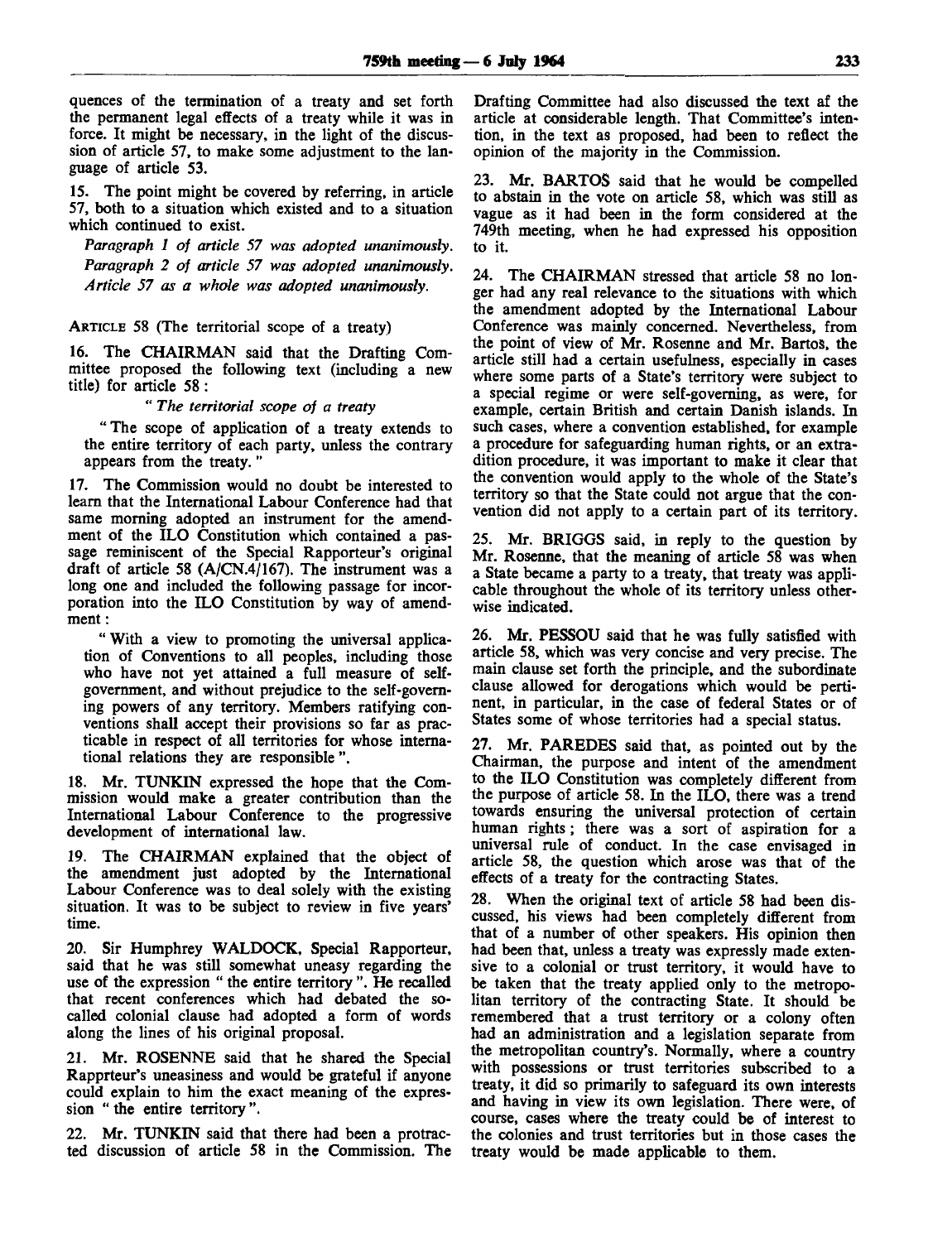quences of the termination of a treaty and set forth the permanent legal effects of a treaty while it was in force. It might be necessary, in the light of the discussion of article 57, to make some adjustment to the language of article 53.

15. The point might be covered by referring, in article 57, both to a situation which existed and to a situation which continued to exist.

*Paragraph 1 of article 57 was adopted unanimously.*

*Paragraph 2 of article 57 was adopted unanimously.*

*Article 57 as a whole was adopted unanimously.*

ARTICLE 58 (The territorial scope of a treaty)

16. The CHAIRMAN said that the Drafting Committee proposed the following text (including a new title) for article 58:

" *The territorial scope of a treaty*

" The scope of application of a treaty extends to the entire territory of each party, unless the contrary appears from the treaty. "

17. The Commission would no doubt be interested to learn that the International Labour Conference had that same morning adopted an instrument for the amendment of the ILO Constitution which contained a passage reminiscent of the Special Rapporteur's original draft of article 58 (A/CN.4/167). The instrument was a long one and included the following passage for incorporation into the ILO Constitution by way of amendment:

" With a view to promoting the universal application of Conventions to all peoples, including those who have not yet attained a full measure of self-government, and without prejudice to the self-governing powers of any territory. Members ratifying conventions shall accept their provisions so far as practicable in respect of all territories for whose international relations they are responsible ".

18. Mr. TUNKIN expressed the hope that the Commission would make a greater contribution than the International Labour Conference to the progressive development of international law.

19. The CHAIRMAN explained that the object of the amendment just adopted by the International Labour Conference was to deal solely with the existing situation. It was to be subject to review in five years' time.

20. Sir Humphrey WALDOCK, Special Rapporteur, said that he was still somewhat uneasy regarding the use of the expression " the entire territory ". He recalled that recent conferences which had debated the so-called colonial clause had adopted a form of words along the lines of his original proposal.

21. Mr. ROSENNE said that he shared the Special Rapprteur's uneasiness and would be grateful if anyone could explain to him the exact meaning of the expression " the entire territory ".

22. Mr. TUNKIN said that there had been a protracted discussion of article 58 in the Commission. The Drafting Committee had also discussed the text af the article at considerable length. That Committee's intention, in the text as proposed, had been to reflect the opinion of the majority in the Commission.

23. Mr. BARTOŠ said that he would be compelled to abstain in the vote on article 58, which was still as vague as it had been in the form considered at the 749th meeting, when he had expressed his opposition to it.

24. The CHAIRMAN stressed that article 58 no longer had any real relevance to the situations with which the amendment adopted by the International Labour Conference was mainly concerned. Nevertheless, from the point of view of Mr. Rosenne and Mr. Bartos, the article still had a certain usefulness, especially in cases where some parts of a State's territory were subject to a special regime or were self-governing, as were, for example, certain British and certain Danish islands. In such cases, where a convention established, for example a procedure for safeguarding human rights, or an extradition procedure, it was important to make it clear that the convention would apply to the whole of the State's territory so that the State could not argue that the convention did not apply to a certain part of its territory.

25. Mr. BRIGGS said, in reply to the question by Mr. Rosenne, that the meaning of article 58 was when a State became a party to a treaty, that treaty was applicable throughout the whole of its territory unless otherwise indicated.

26. Mr. PESSOU said that he was fully satisfied with article 58, which was very concise and very precise. The main clause set forth the principle, and the subordinate clause allowed for derogations which would be pertinent, in particular, in the case of federal States or of States some of whose territories had a special status.

27. Mr. PAREDES said that, as pointed out by the Chairman, the purpose and intent of the amendment to the ILO Constitution was completely different from the purpose of article 58. In the ILO, there was a trend towards ensuring the universal protection of certain human rights; there was a sort of aspiration for a universal rule of conduct. In the case envisaged in article 58, the question which arose was that of the effects of a treaty for the contracting States.

28. When the original text of article 58 had been discussed, his views had been completely different from that of a number of other speakers. His opinion then had been that, unless a treaty was expressly made extensive to a colonial or trust territory, it would have to be taken that the treaty applied only to the metropolitan territory of the contracting State. It should be remembered that a trust territory or a colony often had an administration and a legislation separate from the metropolitan country's. Normally, where a country with possessions or trust territories subscribed to a treaty, it did so primarily to safeguard its own interests and having in view its own legislation. There were, of course, cases where the treaty could be of interest to the colonies and trust territories but in those cases the treaty would be made applicable to them.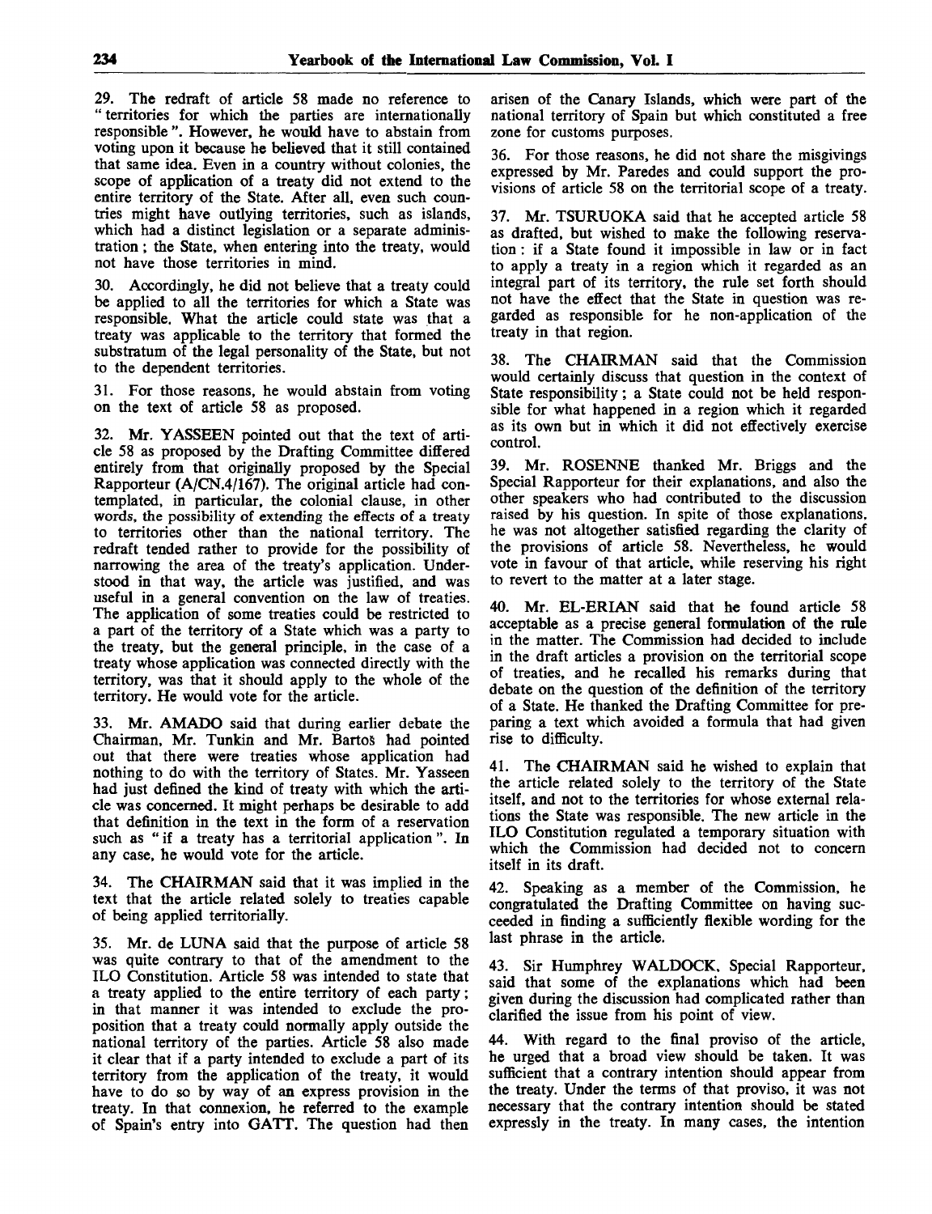29. The redraft of article 58 made no reference to "territories for which the parties are internationally responsible". However, he would have to abstain from voting upon it because he believed that it still contained that same idea. Even in a country without colonies, the scope of application of a treaty did not extend to the entire territory of the State. After all, even such countries might have outlying territories, such as islands, which had a distinct legislation or a separate administration; the State, when entering into the treaty, would not have those territories in mind.

30. Accordingly, he did not believe that a treaty could be applied to all the territories for which a State was responsible. What the article could state was that a treaty was applicable to the territory that formed the substratum of the legal personality of the State, but not to the dependent territories.

31. For those reasons, he would abstain from voting on the text of article 58 as proposed.

32. Mr. YASSEEN pointed out that the text of article 58 as proposed by the Drafting Committee differed entirely from that originally proposed by the Special Rapporteur (A/CN.4/167). The original article had contemplated, in particular, the colonial clause, in other words, the possibility of extending the effects of a treaty to territories other than the national territory. The redraft tended rather to provide for the possibility of narrowing the area of the treaty's application. Understood in that way, the article was justified, and was useful in a general convention on the law of treaties. The application of some treaties could be restricted to a part of the territory of a State which was a party to the treaty, but the general principle, in the case of a treaty whose application was connected directly with the territory, was that it should apply to the whole of the territory. He would vote for the article.

33. Mr. AMADO said that during earlier debate the Chairman, Mr. Tunkin and Mr. Bartoš had pointed out that there were treaties whose application had nothing to do with the territory of States. Mr. Yasseen had just defined the kind of treaty with which the article was concerned. It might perhaps be desirable to add that definition in the text in the form of a reservation such as "if a treaty has a territorial application". In any case, he would vote for the article.

34. The CHAIRMAN said that it was implied in the text that the article related solely to treaties capable of being applied territorially.

35. Mr. de LUNA said that the purpose of article 58 was quite contrary to that of the amendment to the ILO Constitution. Article 58 was intended to state that a treaty applied to the entire territory of each party; in that manner it was intended to exclude the proposition that a treaty could normally apply outside the national territory of the parties. Article 58 also made it clear that if a party intended to exclude a part of its territory from the application of the treaty, it would have to do so by way of an express provision in the treaty. In that connexion, he referred to the example of Spain's entry into GATT. The question had then arisen of the Canary Islands, which were part of the national territory of Spain but which constituted a free zone for customs purposes.

36. For those reasons, he did not share the misgivings expressed by Mr. Paredes and could support the provisions of article 58 on the territorial scope of a treaty.

37. Mr. TSURUOKA said that he accepted article 58 as drafted, but wished to make the following reservation: if a State found it impossible in law or in fact to apply a treaty in a region which it regarded as an integral part of its territory, the rule set forth should not have the effect that the State in question was regarded as responsible for he non-application of the treaty in that region.

38. The CHAIRMAN said that the Commission would certainly discuss that question in the context of State responsibility; a State could not be held responsible for what happened in a region which it regarded as its own but in which it did not effectively exercise control.

39. Mr. ROSENNE thanked Mr. Briggs and the Special Rapporteur for their explanations, and also the other speakers who had contributed to the discussion raised by his question. In spite of those explanations, he was not altogether satisfied regarding the clarity of the provisions of article 58. Nevertheless, he would vote in favour of that article, while reserving his right to revert to the matter at a later stage.

40. Mr. EL-ERIAN said that he found article 58 acceptable as a precise general formulation of the rule in the matter. The Commission had decided to include in the draft articles a provision on the territorial scope of treaties, and he recalled his remarks during that debate on the question of the definition of the territory of a State. He thanked the Drafting Committee for preparing a text which avoided a formula that had given rise to difficulty.

41. The CHAIRMAN said he wished to explain that the article related solely to the territory of the State itself, and not to the territories for whose external relations the State was responsible. The new article in the ILO Constitution regulated a temporary situation with which the Commission had decided not to concern itself in its draft.

42. Speaking as a member of the Commission, he congratulated the Drafting Committee on having succeeded in finding a sufficiently flexible wording for the last phrase in the article.

43. Sir Humphrey WALDOCK, Special Rapporteur, said that some of the explanations which had been given during the discussion had complicated rather than clarified the issue from his point of view.

44. With regard to the final proviso of the article, he urged that a broad view should be taken. It was sufficient that a contrary intention should appear from the treaty. Under the terms of that proviso, it was not necessary that the contrary intention should be stated expressly in the treaty. In many cases, the intention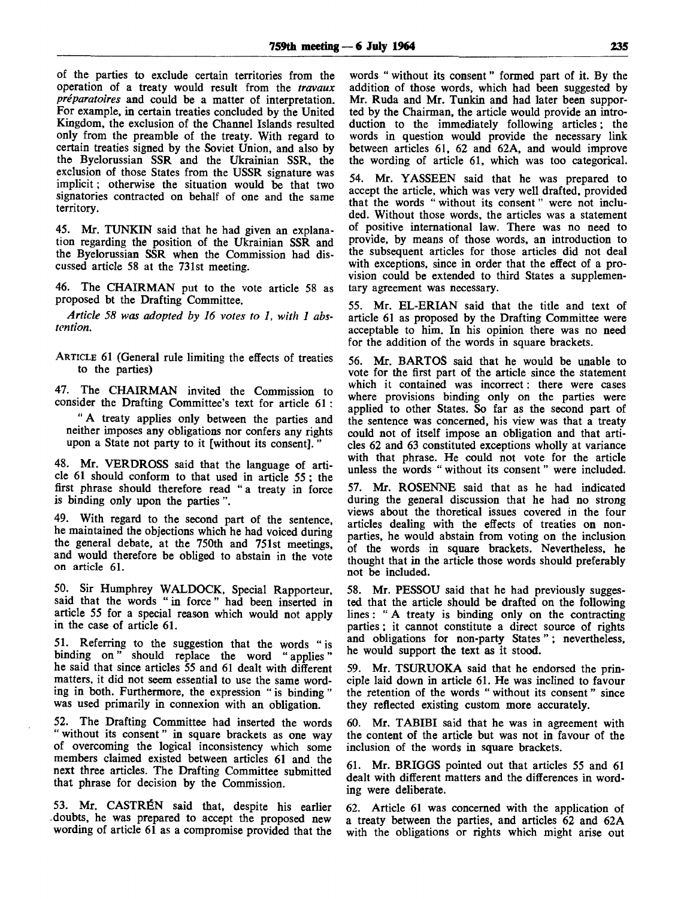of the parties to exclude certain territories from the operation of a treaty would result from the *travaux préparatoires* and could be a matter of interpretation. For example, in certain treaties concluded by the United Kingdom, the exclusion of the Channel Islands resulted only from the preamble of the treaty. With regard to certain treaties signed by the Soviet Union, and also by the Byelorussian SSR and the Ukrainian SSR, the exclusion of those States from the USSR signature was implicit; otherwise the situation would be that two signatories contracted on behalf of one and the same territory.

45. Mr. TUNKIN said that he had given an explanation regarding the position of the Ukrainian SSR and the Byelorussian SSR when the Commission had discussed article 58 at the 731st meeting.

46. The CHAIRMAN put to the vote article 58 as proposed bt the Drafting Committee.

*Article 58 was adopted by 16 votes to 1, with 1 abstention.*

ARTICLE 61 (General rule limiting the effects of treaties to the parties)

47. The CHAIRMAN invited the Commission to consider the Drafting Committee's text for article 61:

"A treaty applies only between the parties and neither imposes any obligations nor confers any rights upon a State not party to it [without its consent]."

48. Mr. VERDROSS said that the language of article 61 should conform to that used in article 55; the first phrase should therefore read "a treaty in force is binding only upon the parties".

49. With regard to the second part of the sentence, he maintained the objections which he had voiced during the general debate, at the 750th and 751st meetings, and would therefore be obliged to abstain in the vote on article 61.

50. Sir Humphrey WALDOCK, Special Rapporteur, said that the words "in force" had been inserted in article 55 for a special reason which would not apply in the case of article 61.

51. Referring to the suggestion that the words "is binding on" should replace the word "applies" he said that since articles 55 and 61 dealt with different matters, it did not seem essential to use the same wording in both. Furthermore, the expression "is binding" was used primarily in connexion with an obligation.

52. The Drafting Committee had inserted the words "without its consent" in square brackets as one way of overcoming the logical inconsistency which some members claimed existed between articles 61 and the next three articles. The Drafting Committee submitted that phrase for decision by the Commission.

53. Mr. CASTRÉN said that, despite his earlier doubts, he was prepared to accept the proposed new wording of article 61 as a compromise provided that the words "without its consent" formed part of it. By the addition of those words, which had been suggested by Mr. Ruda and Mr. Tunkin and had later been supported by the Chairman, the article would provide an introduction to the immediately following articles; the words in question would provide the necessary link between articles 61, 62 and 62A, and would improve the wording of article 61, which was too categorical.

54. Mr. YASSEEN said that he was prepared to accept the article, which was very well drafted, provided that the words "without its consent" were not included. Without those words, the articles was a statement of positive international law. There was no need to provide, by means of those words, an introduction to the subsequent articles for those articles did not deal with exceptions, since in order that the effect of a provision could be extended to third States a supplementary agreement was necessary.

55. Mr. EL-ERIAN said that the title and text of article 61 as proposed by the Drafting Committee were acceptable to him. In his opinion there was no need for the addition of the words in square brackets.

56. Mr. BARTOS said that he would be unable to vote for the first part of the article since the statement which it contained was incorrect: there were cases where provisions binding only on the parties were applied to other States. So far as the second part of the sentence was concerned, his view was that a treaty could not of itself impose an obligation and that articles 62 and 63 constituted exceptions wholly at variance with that phrase. He could not vote for the article unless the words "without its consent" were included.

57. Mr. ROSENNE said that as he had indicated during the general discussion that he had no strong views about the thoretical issues covered in the four articles dealing with the effects of treaties on non-parties, he would abstain from voting on the inclusion of the words in square brackets. Nevertheless, he thought that in the article those words should preferably not be included.

58. Mr. PESSOU said that he had previously suggested that the article should be drafted on the following lines: "A treaty is binding only on the contracting parties; it cannot constitute a direct source of rights and obligations for non-party States"; nevertheless, he would support the text as it stood.

59. Mr. TSURUOKA said that he endorsed the principle laid down in article 61. He was inclined to favour the retention of the words "without its consent" since they reflected existing custom more accurately.

60. Mr. TABIBI said that he was in agreement with the content of the article but was not in favour of the inclusion of the words in square brackets.

61. Mr. BRIGGS pointed out that articles 55 and 61 dealt with different matters and the differences in wording were deliberate.

62. Article 61 was concerned with the application of a treaty between the parties, and articles 62 and 62A with the obligations or rights which might arise out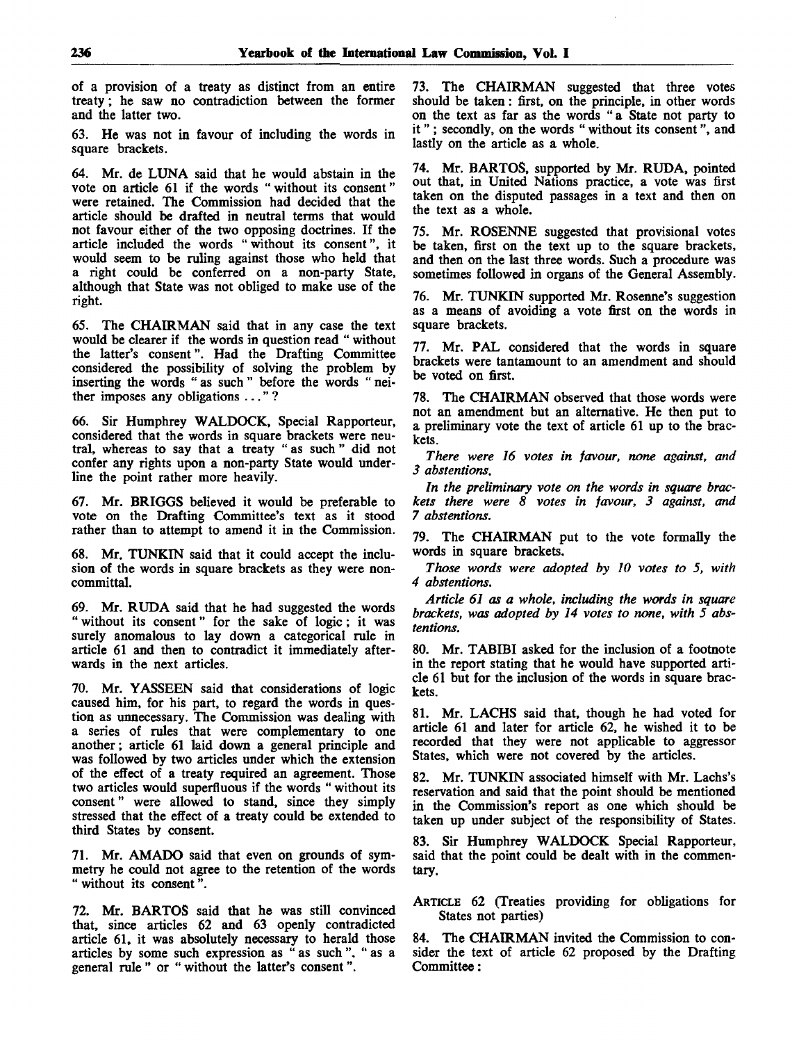of a provision of a treaty as distinct from an entire treaty; he saw no contradiction between the former and the latter two.

63. He was not in favour of including the words in square brackets.

64. Mr. de LUNA said that he would abstain in the vote on article 61 if the words "without its consent" were retained. The Commission had decided that the article should be drafted in neutral terms that would not favour either of the two opposing doctrines. If the article included the words "without its consent", it would seem to be ruling against those who held that a right could be conferred on a non-party State, although that State was not obliged to make use of the right.

65. The CHAIRMAN said that in any case the text would be clearer if the words in question read "without the latter's consent". Had the Drafting Committee considered the possibility of solving the problem by inserting the words "as such" before the words "neither imposes any obligations ..."?

66. Sir Humphrey WALDOCK, Special Rapporteur, considered that the words in square brackets were neutral, whereas to say that a treaty "as such" did not confer any rights upon a non-party State would underline the point rather more heavily.

67. Mr. BRIGGS believed it would be preferable to vote on the Drafting Committee's text as it stood rather than to attempt to amend it in the Commission.

68. Mr. TUNKIN said that it could accept the inclusion of the words in square brackets as they were noncommittal.

69. Mr. RUDA said that he had suggested the words "without its consent" for the sake of logic; it was surely anomalous to lay down a categorical rule in article 61 and then to contradict it immediately afterwards in the next articles.

70. Mr. YASSEEN said that considerations of logic caused him, for his part, to regard the words in question as unnecessary. The Commission was dealing with a series of rules that were complementary to one another; article 61 laid down a general principle and was followed by two articles under which the extension of the effect of a treaty required an agreement. Those two articles would superfluous if the words "without its consent" were allowed to stand, since they simply stressed that the effect of a treaty could be extended to third States by consent.

71. Mr. AMADO said that even on grounds of symmetry he could not agree to the retention of the words "without its consent".

72. Mr. BARTOŠ said that he was still convinced that, since articles 62 and 63 openly contradicted article 61, it was absolutely necessary to herald those articles by some such expression as "as such", "as a general rule" or "without the latter's consent".

73. The CHAIRMAN suggested that three votes should be taken: first, on the principle, in other words on the text as far as the words "a State not party to it"; secondly, on the words "without its consent", and lastly on the article as a whole.

74. Mr. BARTOŠ, supported by Mr. RUDA, pointed out that, in United Nations practice, a vote was first taken on the disputed passages in a text and then on the text as a whole.

75. Mr. ROSENNE suggested that provisional votes be taken, first on the text up to the square brackets, and then on the last three words. Such a procedure was sometimes followed in organs of the General Assembly.

76. Mr. TUNKIN supported Mr. Rosenne's suggestion as a means of avoiding a vote first on the words in square brackets.

77. Mr. PAL considered that the words in square brackets were tantamount to an amendment and should be voted on first.

78. The CHAIRMAN observed that those words were not an amendment but an alternative. He then put to a preliminary vote the text of article 61 up to the brackets.

*There were 16 votes in favour, none against, and 3 abstentions.*

*In the preliminary vote on the words in square brackets there were 8 votes in favour, 3 against, and 7 abstentions.*

79. The CHAIRMAN put to the vote formally the words in square brackets.

*Those words were adopted by 10 votes to 5, with 4 abstentions.*

*Article 61 as a whole, including the words in square brackets, was adopted by 14 votes to none, with 5 abstentions.*

80. Mr. TABIBI asked for the inclusion of a footnote in the report stating that he would have supported article 61 but for the inclusion of the words in square brackets.

81. Mr. LACHS said that, though he had voted for article 61 and later for article 62, he wished it to be recorded that they were not applicable to aggressor States, which were not covered by the articles.

82. Mr. TUNKIN associated himself with Mr. Lachs's reservation and said that the point should be mentioned in the Commission's report as one which should be taken up under subject of the responsibility of States.

83. Sir Humphrey WALDOCK Special Rapporteur, said that the point could be dealt with in the commentary.

ARTICLE 62 (Treaties providing for obligations for States not parties)

84. The CHAIRMAN invited the Commission to consider the text of article 62 proposed by the Drafting Committee: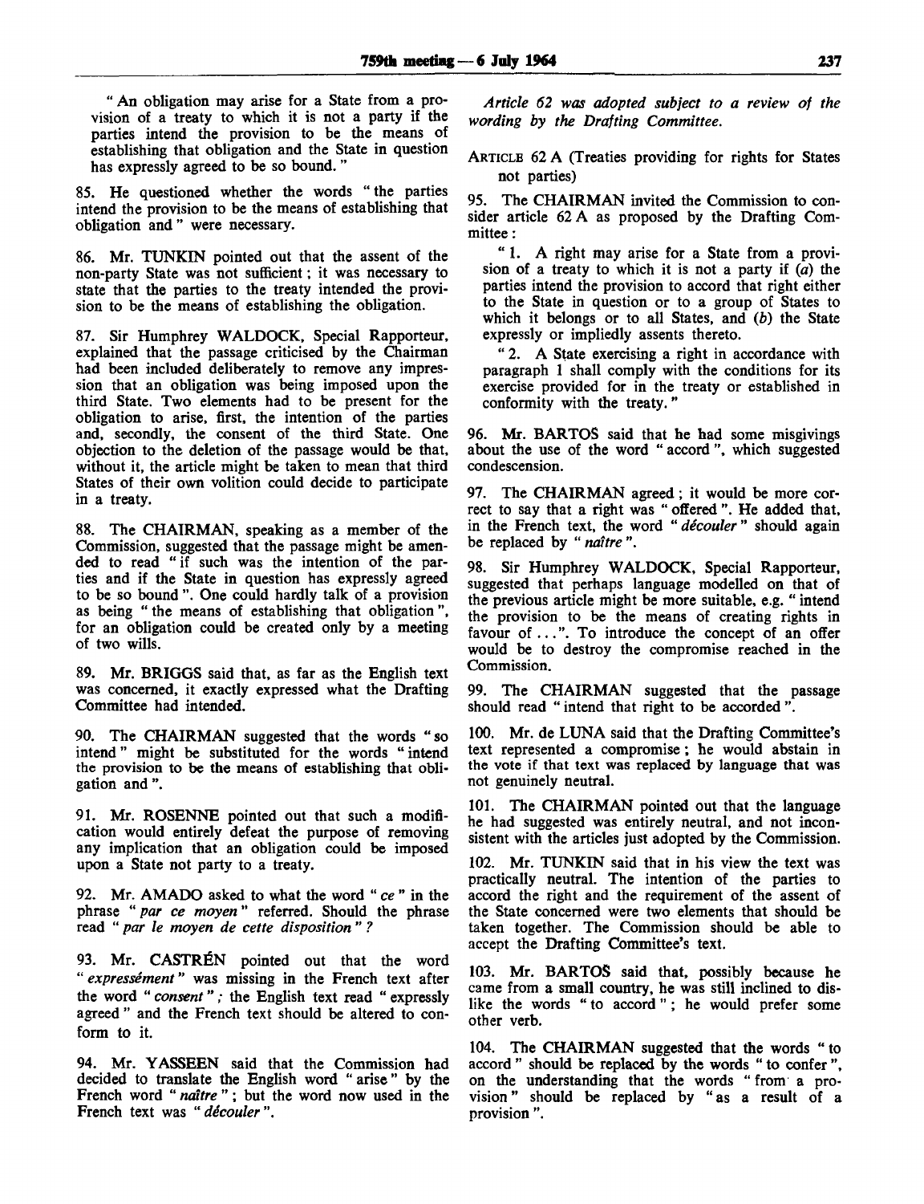"An obligation may arise for a State from a provision of a treaty to which it is not a party if the parties intend the provision to be the means of establishing that obligation and the State in question has expressly agreed to be so bound."

85. He questioned whether the words "the parties intend the provision to be the means of establishing that obligation and" were necessary.

86. Mr. TUNKIN pointed out that the assent of the non-party State was not sufficient; it was necessary to state that the parties to the treaty intended the provision to be the means of establishing the obligation.

87. Sir Humphrey WALDOCK, Special Rapporteur, explained that the passage criticised by the Chairman had been included deliberately to remove any impression that an obligation was being imposed upon the third State. Two elements had to be present for the obligation to arise, first, the intention of the parties and, secondly, the consent of the third State. One objection to the deletion of the passage would be that, without it, the article might be taken to mean that third States of their own volition could decide to participate in a treaty.

88. The CHAIRMAN, speaking as a member of the Commission, suggested that the passage might be amended to read "if such was the intention of the parties and if the State in question has expressly agreed to be so bound". One could hardly talk of a provision as being "the means of establishing that obligation", for an obligation could be created only by a meeting of two wills.

89. Mr. BRIGGS said that, as far as the English text was concerned, it exactly expressed what the Drafting Committee had intended.

90. The CHAIRMAN suggested that the words "so intend" might be substituted for the words "intend the provision to be the means of establishing that obligation and".

91. Mr. ROSENNE pointed out that such a modification would entirely defeat the purpose of removing any implication that an obligation could be imposed upon a State not party to a treaty.

92. Mr. AMADO asked to what the word "*ce*" in the phrase "*par ce moyen*" referred. Should the phrase read "*par le moyen de cette disposition*"?

93. Mr. CASTRÉN pointed out that the word "*expressément*" was missing in the French text after the word "*consent*"; the English text read "expressly agreed" and the French text should be altered to conform to it.

94. Mr. YASSEEN said that the Commission had decided to translate the English word "arise" by the French word "*naître*"; but the word now used in the French text was "*découler*".

*Article 62 was adopted subject to a review of the wording by the Drafting Committee.*

ARTICLE 62 A (Treaties providing for rights for States not parties)

95. The CHAIRMAN invited the Commission to consider article 62 A as proposed by the Drafting Committee:

"1. A right may arise for a State from a provision of a treaty to which it is not a party if (*a*) the parties intend the provision to accord that right either to the State in question or to a group of States to which it belongs or to all States, and (*b*) the State expressly or impliedly assents thereto.

"2. A State exercising a right in accordance with paragraph 1 shall comply with the conditions for its exercise provided for in the treaty or established in conformity with the treaty."

96. Mr. BARTOS said that he had some misgivings about the use of the word "accord", which suggested condescension.

97. The CHAIRMAN agreed; it would be more correct to say that a right was "offered". He added that, in the French text, the word "*découler*" should again be replaced by "*naître*".

98. Sir Humphrey WALDOCK, Special Rapporteur, suggested that perhaps language modelled on that of the previous article might be more suitable, e.g. "intend the provision to be the means of creating rights in favour of ...". To introduce the concept of an offer would be to destroy the compromise reached in the Commission.

99. The CHAIRMAN suggested that the passage should read "intend that right to be accorded".

100. Mr. de LUNA said that the Drafting Committee's text represented a compromise; he would abstain in the vote if that text was replaced by language that was not genuinely neutral.

101. The CHAIRMAN pointed out that the language he had suggested was entirely neutral, and not inconsistent with the articles just adopted by the Commission.

102. Mr. TUNKIN said that in his view the text was practically neutral. The intention of the parties to accord the right and the requirement of the assent of the State concerned were two elements that should be taken together. The Commission should be able to accept the Drafting Committee's text.

103. Mr. BARTOŠ said that, possibly because he came from a small country, he was still inclined to dislike the words "to accord"; he would prefer some other verb.

104. The CHAIRMAN suggested that the words "to accord" should be replaced by the words "to confer", on the understanding that the words "from a provision" should be replaced by "as a result of a provision".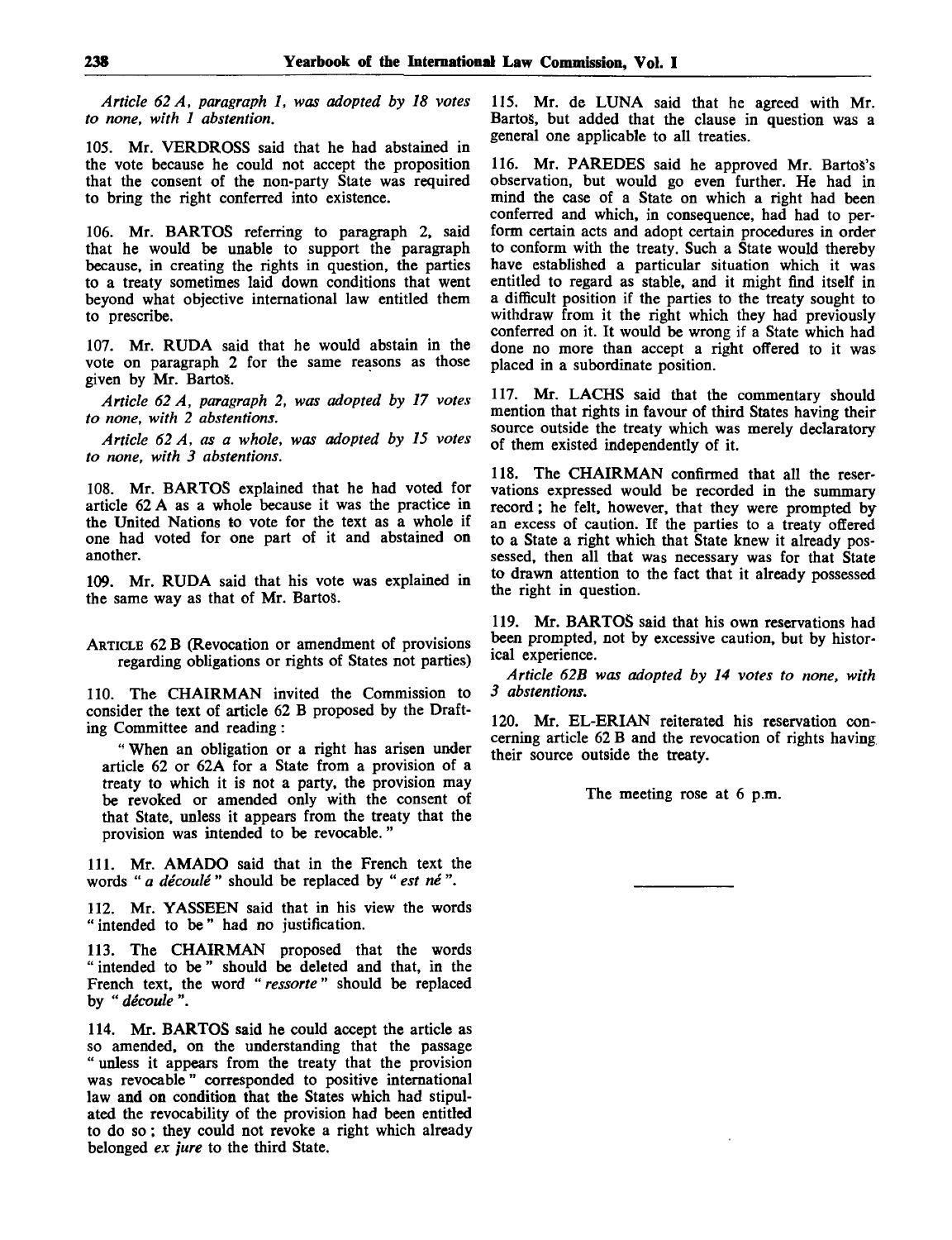*Article 62 A, paragraph 1, was adopted by 18 votes to none, with 1 abstention.*

105. Mr. VERDROSS said that he had abstained in the vote because he could not accept the proposition that the consent of the non-party State was required to bring the right conferred into existence.

106. Mr. BARTOS referring to paragraph 2, said that he would be unable to support the paragraph because, in creating the rights in question, the parties to a treaty sometimes laid down conditions that went beyond what objective international law entitled them to prescribe.

107. Mr. RUDA said that he would abstain in the vote on paragraph 2 for the same reasons as those given by Mr. Bartoš.

*Article 62 A, paragraph 2, was adopted by 17 votes to none, with 2 abstentions.*

*Article 62 A, as a whole, was adopted by 15 votes to none, with 3 abstentions.*

108. Mr. BARTOŠ explained that he had voted for article 62 A as a whole because it was the practice in the United Nations to vote for the text as a whole if one had voted for one part of it and abstained on another.

109. Mr. RUDA said that his vote was explained in the same way as that of Mr. Bartoš.

ARTICLE 62 B (Revocation or amendment of provisions regarding obligations or rights of States not parties)

110. The CHAIRMAN invited the Commission to consider the text of article 62 B proposed by the Drafting Committee and reading:

"When an obligation or a right has arisen under article 62 or 62A for a State from a provision of a treaty to which it is not a party, the provision may be revoked or amended only with the consent of that State, unless it appears from the treaty that the provision was intended to be revocable."

111. Mr. AMADO said that in the French text the words "*a découlé*" should be replaced by "*est né*".

112. Mr. YASSEEN said that in his view the words "intended to be" had no justification.

113. The CHAIRMAN proposed that the words "intended to be" should be deleted and that, in the French text, the word "*ressorte*" should be replaced by "*découle*".

114. Mr. BARTOŠ said he could accept the article as so amended, on the understanding that the passage "unless it appears from the treaty that the provision was revocable" corresponded to positive international law and on condition that the States which had stipulated the revocability of the provision had been entitled to do so; they could not revoke a right which already belonged *ex jure* to the third State.

115. Mr. de LUNA said that he agreed with Mr. Bartoš, but added that the clause in question was a general one applicable to all treaties.

116. Mr. PAREDES said he approved Mr. Bartoš's observation, but would go even further. He had in mind the case of a State on which a right had been conferred and which, in consequence, had had to perform certain acts and adopt certain procedures in order to conform with the treaty. Such a State would thereby have established a particular situation which it was entitled to regard as stable, and it might find itself in a difficult position if the parties to the treaty sought to withdraw from it the right which they had previously conferred on it. It would be wrong if a State which had done no more than accept a right offered to it was placed in a subordinate position.

117. Mr. LACHS said that the commentary should mention that rights in favour of third States having their source outside the treaty which was merely declaratory of them existed independently of it.

118. The CHAIRMAN confirmed that all the reservations expressed would be recorded in the summary record; he felt, however, that they were prompted by an excess of caution. If the parties to a treaty offered to a State a right which that State knew it already possessed, then all that was necessary was for that State to drawn attention to the fact that it already possessed the right in question.

119. Mr. BARTOŠ said that his own reservations had been prompted, not by excessive caution, but by historical experience.

*Article 62B was adopted by 14 votes to none, with 3 abstentions.*

120. Mr. EL-ERIAN reiterated his reservation concerning article 62 B and the revocation of rights having their source outside the treaty.

The meeting rose at 6 p.m.